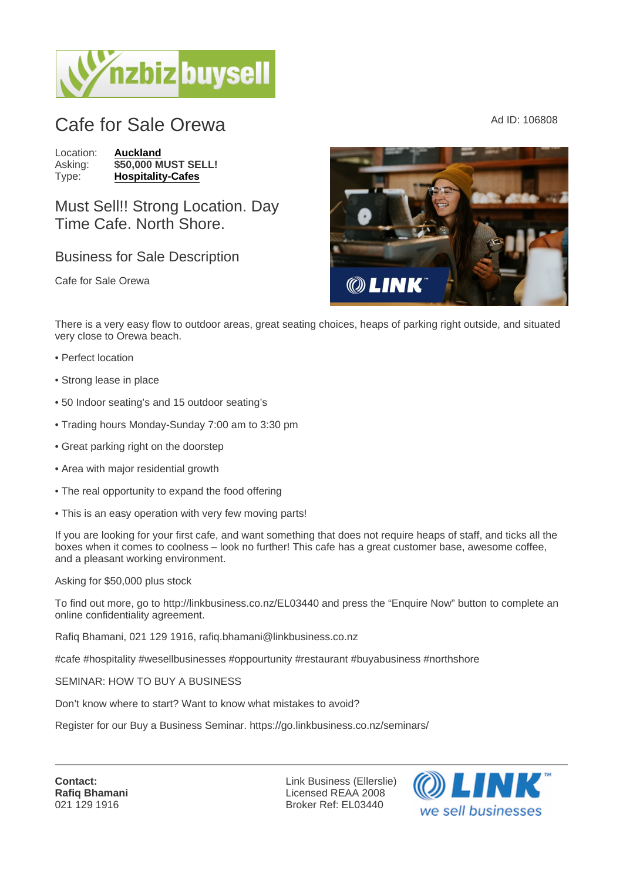# Cafe for Sale Orewa

Ad ID: 106808

Location: **Auckland**
Asking: **$50,000 MUST SELL!**
Type: **Hospitality-Cafes**

## Must Sell!! Strong Location. Day Time Cafe. North Shore.

## Business for Sale Description

Cafe for Sale Orewa

There is a very easy flow to outdoor areas, great seating choices, heaps of parking right outside, and situated very close to Orewa beach.

- • Perfect location
- • Strong lease in place
- • 50 Indoor seating's and 15 outdoor seating's
- • Trading hours Monday-Sunday 7:00 am to 3:30 pm
- • Great parking right on the doorstep
- • Area with major residential growth
- • The real opportunity to expand the food offering
- • This is an easy operation with very few moving parts!

If you are looking for your first cafe, and want something that does not require heaps of staff, and ticks all the boxes when it comes to coolness – look no further! This cafe has a great customer base, awesome coffee, and a pleasant working environment.

Asking for $50,000 plus stock

To find out more, go to http://linkbusiness.co.nz/EL03440 and press the "Enquire Now" button to complete an online confidentiality agreement.

Rafiq Bhamani, 021 129 1916, rafiq.bhamani@linkbusiness.co.nz

#cafe #hospitality #wesellbusinesses #oppourtunity #restaurant #buyabusiness #northshore

SEMINAR: HOW TO BUY A BUSINESS

Don't know where to start? Want to know what mistakes to avoid?

Register for our Buy a Business Seminar. https://go.linkbusiness.co.nz/seminars/

---

**Contact:**
**Rafiq Bhamani**
021 129 1916

Link Business (Ellerslie)
Licensed REAA 2008
Broker Ref: EL03440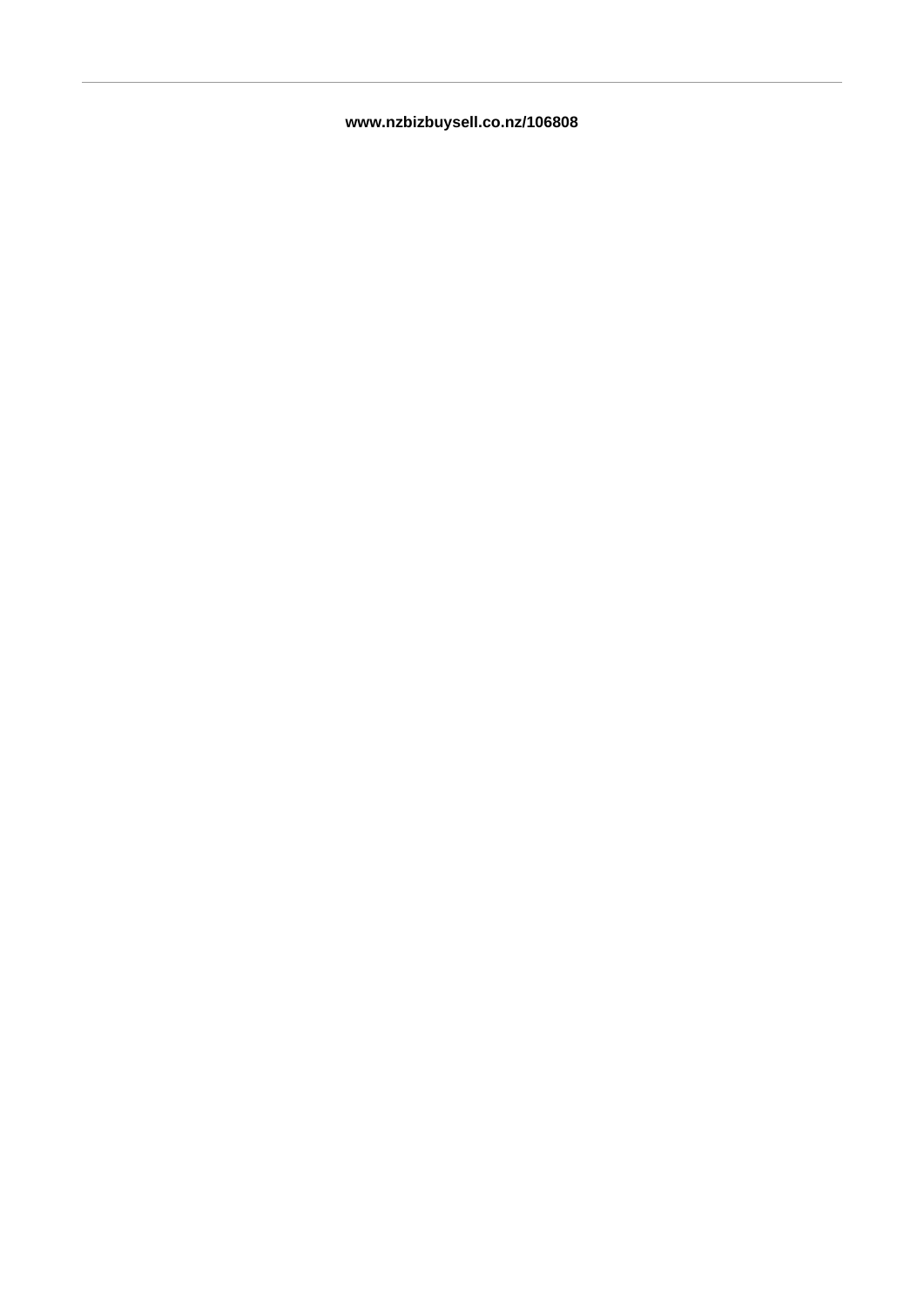**www.nzbizbuysell.co.nz/106808**